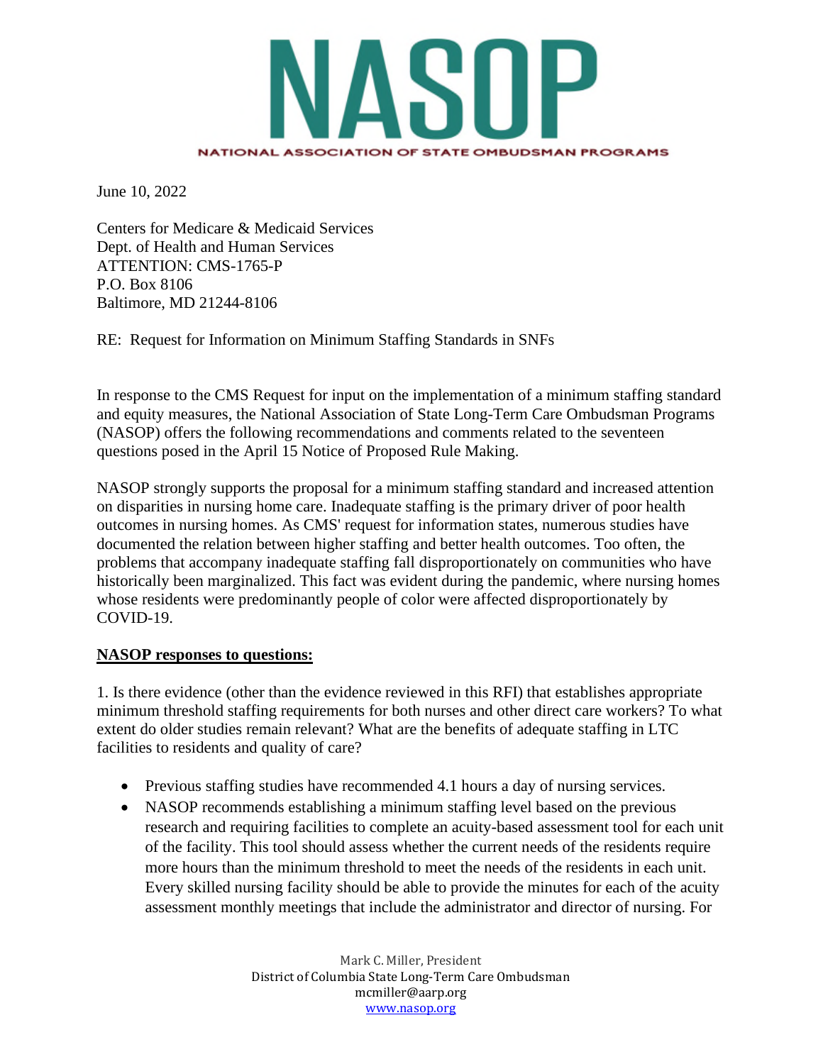# NASOP

NATIONAL ASSOCIATION OF STATE OMBUDSMAN PROGRAMS

June 10, 2022

Centers for Medicare & Medicaid Services
Dept. of Health and Human Services
ATTENTION: CMS-1765-P
P.O. Box 8106
Baltimore, MD 21244-8106

RE: Request for Information on Minimum Staffing Standards in SNFs

In response to the CMS Request for input on the implementation of a minimum staffing standard and equity measures, the National Association of State Long-Term Care Ombudsman Programs (NASOP) offers the following recommendations and comments related to the seventeen questions posed in the April 15 Notice of Proposed Rule Making.

NASOP strongly supports the proposal for a minimum staffing standard and increased attention on disparities in nursing home care. Inadequate staffing is the primary driver of poor health outcomes in nursing homes. As CMS' request for information states, numerous studies have documented the relation between higher staffing and better health outcomes. Too often, the problems that accompany inadequate staffing fall disproportionately on communities who have historically been marginalized. This fact was evident during the pandemic, where nursing homes whose residents were predominantly people of color were affected disproportionately by COVID-19.

**NASOP responses to questions:**

1. Is there evidence (other than the evidence reviewed in this RFI) that establishes appropriate minimum threshold staffing requirements for both nurses and other direct care workers? To what extent do older studies remain relevant? What are the benefits of adequate staffing in LTC facilities to residents and quality of care?

- Previous staffing studies have recommended 4.1 hours a day of nursing services.
- NASOP recommends establishing a minimum staffing level based on the previous research and requiring facilities to complete an acuity-based assessment tool for each unit of the facility. This tool should assess whether the current needs of the residents require more hours than the minimum threshold to meet the needs of the residents in each unit. Every skilled nursing facility should be able to provide the minutes for each of the acuity assessment monthly meetings that include the administrator and director of nursing. For

Mark C. Miller, President
District of Columbia State Long-Term Care Ombudsman
mcmiller@aarp.org
www.nasop.org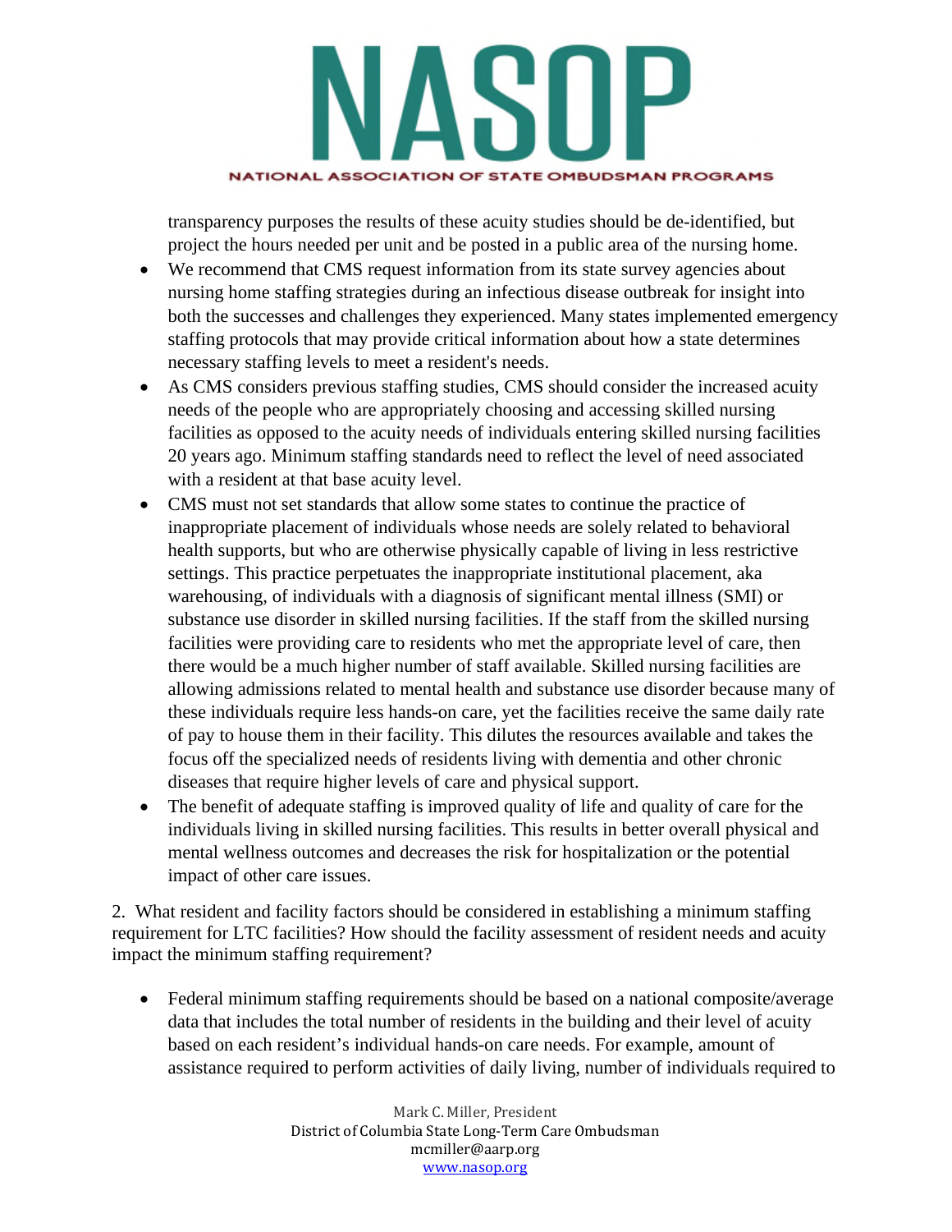transparency purposes the results of these acuity studies should be de-identified, but project the hours needed per unit and be posted in a public area of the nursing home.

- We recommend that CMS request information from its state survey agencies about nursing home staffing strategies during an infectious disease outbreak for insight into both the successes and challenges they experienced. Many states implemented emergency staffing protocols that may provide critical information about how a state determines necessary staffing levels to meet a resident's needs.
- As CMS considers previous staffing studies, CMS should consider the increased acuity needs of the people who are appropriately choosing and accessing skilled nursing facilities as opposed to the acuity needs of individuals entering skilled nursing facilities 20 years ago. Minimum staffing standards need to reflect the level of need associated with a resident at that base acuity level.
- CMS must not set standards that allow some states to continue the practice of inappropriate placement of individuals whose needs are solely related to behavioral health supports, but who are otherwise physically capable of living in less restrictive settings. This practice perpetuates the inappropriate institutional placement, aka warehousing, of individuals with a diagnosis of significant mental illness (SMI) or substance use disorder in skilled nursing facilities. If the staff from the skilled nursing facilities were providing care to residents who met the appropriate level of care, then there would be a much higher number of staff available. Skilled nursing facilities are allowing admissions related to mental health and substance use disorder because many of these individuals require less hands-on care, yet the facilities receive the same daily rate of pay to house them in their facility. This dilutes the resources available and takes the focus off the specialized needs of residents living with dementia and other chronic diseases that require higher levels of care and physical support.
- The benefit of adequate staffing is improved quality of life and quality of care for the individuals living in skilled nursing facilities. This results in better overall physical and mental wellness outcomes and decreases the risk for hospitalization or the potential impact of other care issues.

2. What resident and facility factors should be considered in establishing a minimum staffing requirement for LTC facilities? How should the facility assessment of resident needs and acuity impact the minimum staffing requirement?

- Federal minimum staffing requirements should be based on a national composite/average data that includes the total number of residents in the building and their level of acuity based on each resident's individual hands-on care needs. For example, amount of assistance required to perform activities of daily living, number of individuals required to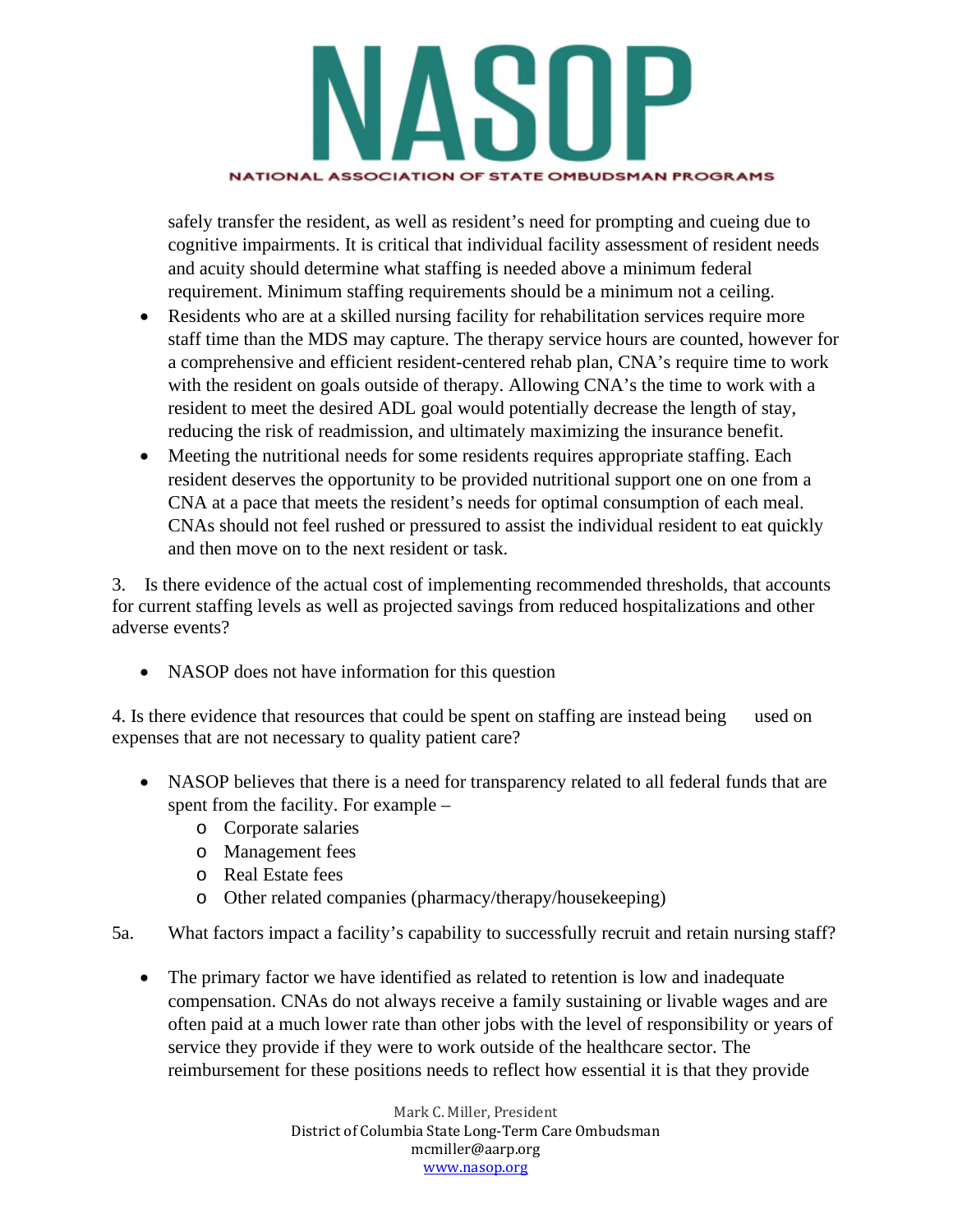safely transfer the resident, as well as resident's need for prompting and cueing due to cognitive impairments. It is critical that individual facility assessment of resident needs and acuity should determine what staffing is needed above a minimum federal requirement. Minimum staffing requirements should be a minimum not a ceiling.

- Residents who are at a skilled nursing facility for rehabilitation services require more staff time than the MDS may capture. The therapy service hours are counted, however for a comprehensive and efficient resident-centered rehab plan, CNA's require time to work with the resident on goals outside of therapy. Allowing CNA's the time to work with a resident to meet the desired ADL goal would potentially decrease the length of stay, reducing the risk of readmission, and ultimately maximizing the insurance benefit.
- Meeting the nutritional needs for some residents requires appropriate staffing. Each resident deserves the opportunity to be provided nutritional support one on one from a CNA at a pace that meets the resident's needs for optimal consumption of each meal. CNAs should not feel rushed or pressured to assist the individual resident to eat quickly and then move on to the next resident or task.

3. Is there evidence of the actual cost of implementing recommended thresholds, that accounts for current staffing levels as well as projected savings from reduced hospitalizations and other adverse events?

- NASOP does not have information for this question

4. Is there evidence that resources that could be spent on staffing are instead being used on expenses that are not necessary to quality patient care?

- NASOP believes that there is a need for transparency related to all federal funds that are spent from the facility. For example –
  - Corporate salaries
  - Management fees
  - Real Estate fees
  - Other related companies (pharmacy/therapy/housekeeping)

5a. What factors impact a facility's capability to successfully recruit and retain nursing staff?

- The primary factor we have identified as related to retention is low and inadequate compensation. CNAs do not always receive a family sustaining or livable wages and are often paid at a much lower rate than other jobs with the level of responsibility or years of service they provide if they were to work outside of the healthcare sector. The reimbursement for these positions needs to reflect how essential it is that they provide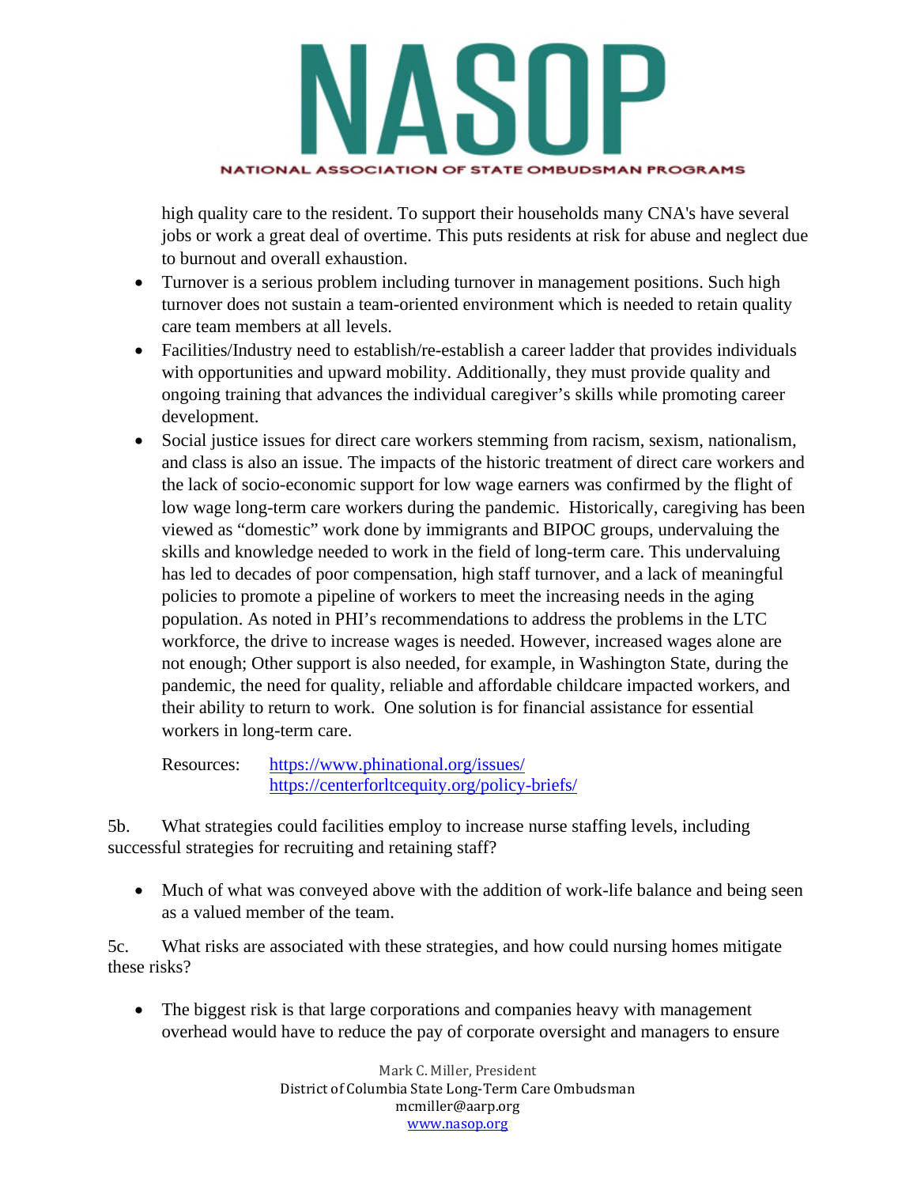high quality care to the resident. To support their households many CNA's have several jobs or work a great deal of overtime. This puts residents at risk for abuse and neglect due to burnout and overall exhaustion.

- Turnover is a serious problem including turnover in management positions. Such high turnover does not sustain a team-oriented environment which is needed to retain quality care team members at all levels.
- Facilities/Industry need to establish/re-establish a career ladder that provides individuals with opportunities and upward mobility. Additionally, they must provide quality and ongoing training that advances the individual caregiver's skills while promoting career development.
- Social justice issues for direct care workers stemming from racism, sexism, nationalism, and class is also an issue. The impacts of the historic treatment of direct care workers and the lack of socio-economic support for low wage earners was confirmed by the flight of low wage long-term care workers during the pandemic. Historically, caregiving has been viewed as "domestic" work done by immigrants and BIPOC groups, undervaluing the skills and knowledge needed to work in the field of long-term care. This undervaluing has led to decades of poor compensation, high staff turnover, and a lack of meaningful policies to promote a pipeline of workers to meet the increasing needs in the aging population. As noted in PHI's recommendations to address the problems in the LTC workforce, the drive to increase wages is needed. However, increased wages alone are not enough; Other support is also needed, for example, in Washington State, during the pandemic, the need for quality, reliable and affordable childcare impacted workers, and their ability to return to work. One solution is for financial assistance for essential workers in long-term care.

  Resources: https://www.phinational.org/issues/
  https://centerforltcequity.org/policy-briefs/

5b. What strategies could facilities employ to increase nurse staffing levels, including successful strategies for recruiting and retaining staff?

- Much of what was conveyed above with the addition of work-life balance and being seen as a valued member of the team.

5c. What risks are associated with these strategies, and how could nursing homes mitigate these risks?

- The biggest risk is that large corporations and companies heavy with management overhead would have to reduce the pay of corporate oversight and managers to ensure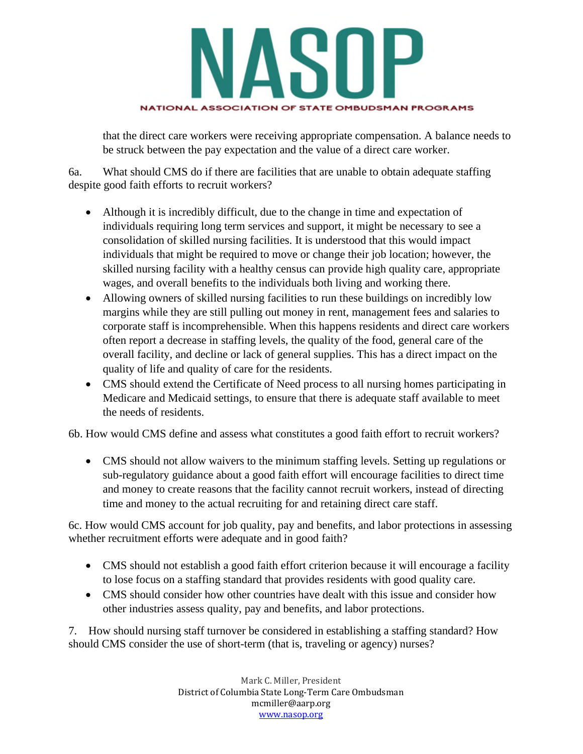that the direct care workers were receiving appropriate compensation. A balance needs to be struck between the pay expectation and the value of a direct care worker.

6a. What should CMS do if there are facilities that are unable to obtain adequate staffing despite good faith efforts to recruit workers?

- Although it is incredibly difficult, due to the change in time and expectation of individuals requiring long term services and support, it might be necessary to see a consolidation of skilled nursing facilities. It is understood that this would impact individuals that might be required to move or change their job location; however, the skilled nursing facility with a healthy census can provide high quality care, appropriate wages, and overall benefits to the individuals both living and working there.
- Allowing owners of skilled nursing facilities to run these buildings on incredibly low margins while they are still pulling out money in rent, management fees and salaries to corporate staff is incomprehensible. When this happens residents and direct care workers often report a decrease in staffing levels, the quality of the food, general care of the overall facility, and decline or lack of general supplies. This has a direct impact on the quality of life and quality of care for the residents.
- CMS should extend the Certificate of Need process to all nursing homes participating in Medicare and Medicaid settings, to ensure that there is adequate staff available to meet the needs of residents.

6b. How would CMS define and assess what constitutes a good faith effort to recruit workers?

- CMS should not allow waivers to the minimum staffing levels. Setting up regulations or sub-regulatory guidance about a good faith effort will encourage facilities to direct time and money to create reasons that the facility cannot recruit workers, instead of directing time and money to the actual recruiting for and retaining direct care staff.

6c. How would CMS account for job quality, pay and benefits, and labor protections in assessing whether recruitment efforts were adequate and in good faith?

- CMS should not establish a good faith effort criterion because it will encourage a facility to lose focus on a staffing standard that provides residents with good quality care.
- CMS should consider how other countries have dealt with this issue and consider how other industries assess quality, pay and benefits, and labor protections.

7. How should nursing staff turnover be considered in establishing a staffing standard? How should CMS consider the use of short-term (that is, traveling or agency) nurses?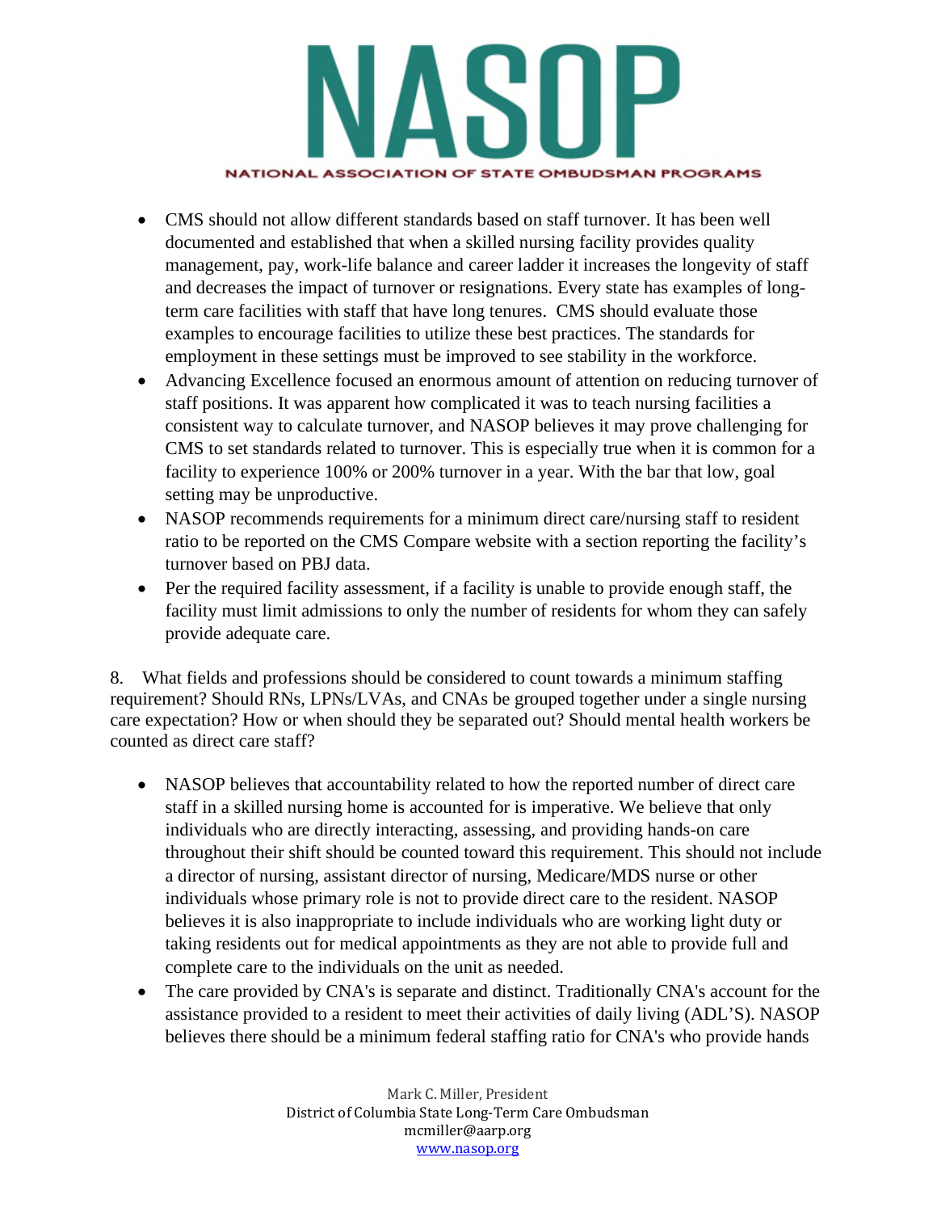- CMS should not allow different standards based on staff turnover. It has been well documented and established that when a skilled nursing facility provides quality management, pay, work-life balance and career ladder it increases the longevity of staff and decreases the impact of turnover or resignations. Every state has examples of long-term care facilities with staff that have long tenures. CMS should evaluate those examples to encourage facilities to utilize these best practices. The standards for employment in these settings must be improved to see stability in the workforce.
- Advancing Excellence focused an enormous amount of attention on reducing turnover of staff positions. It was apparent how complicated it was to teach nursing facilities a consistent way to calculate turnover, and NASOP believes it may prove challenging for CMS to set standards related to turnover. This is especially true when it is common for a facility to experience 100% or 200% turnover in a year. With the bar that low, goal setting may be unproductive.
- NASOP recommends requirements for a minimum direct care/nursing staff to resident ratio to be reported on the CMS Compare website with a section reporting the facility's turnover based on PBJ data.
- Per the required facility assessment, if a facility is unable to provide enough staff, the facility must limit admissions to only the number of residents for whom they can safely provide adequate care.

8. What fields and professions should be considered to count towards a minimum staffing requirement? Should RNs, LPNs/LVAs, and CNAs be grouped together under a single nursing care expectation? How or when should they be separated out? Should mental health workers be counted as direct care staff?

- NASOP believes that accountability related to how the reported number of direct care staff in a skilled nursing home is accounted for is imperative. We believe that only individuals who are directly interacting, assessing, and providing hands-on care throughout their shift should be counted toward this requirement. This should not include a director of nursing, assistant director of nursing, Medicare/MDS nurse or other individuals whose primary role is not to provide direct care to the resident. NASOP believes it is also inappropriate to include individuals who are working light duty or taking residents out for medical appointments as they are not able to provide full and complete care to the individuals on the unit as needed.
- The care provided by CNA's is separate and distinct. Traditionally CNA's account for the assistance provided to a resident to meet their activities of daily living (ADL'S). NASOP believes there should be a minimum federal staffing ratio for CNA's who provide hands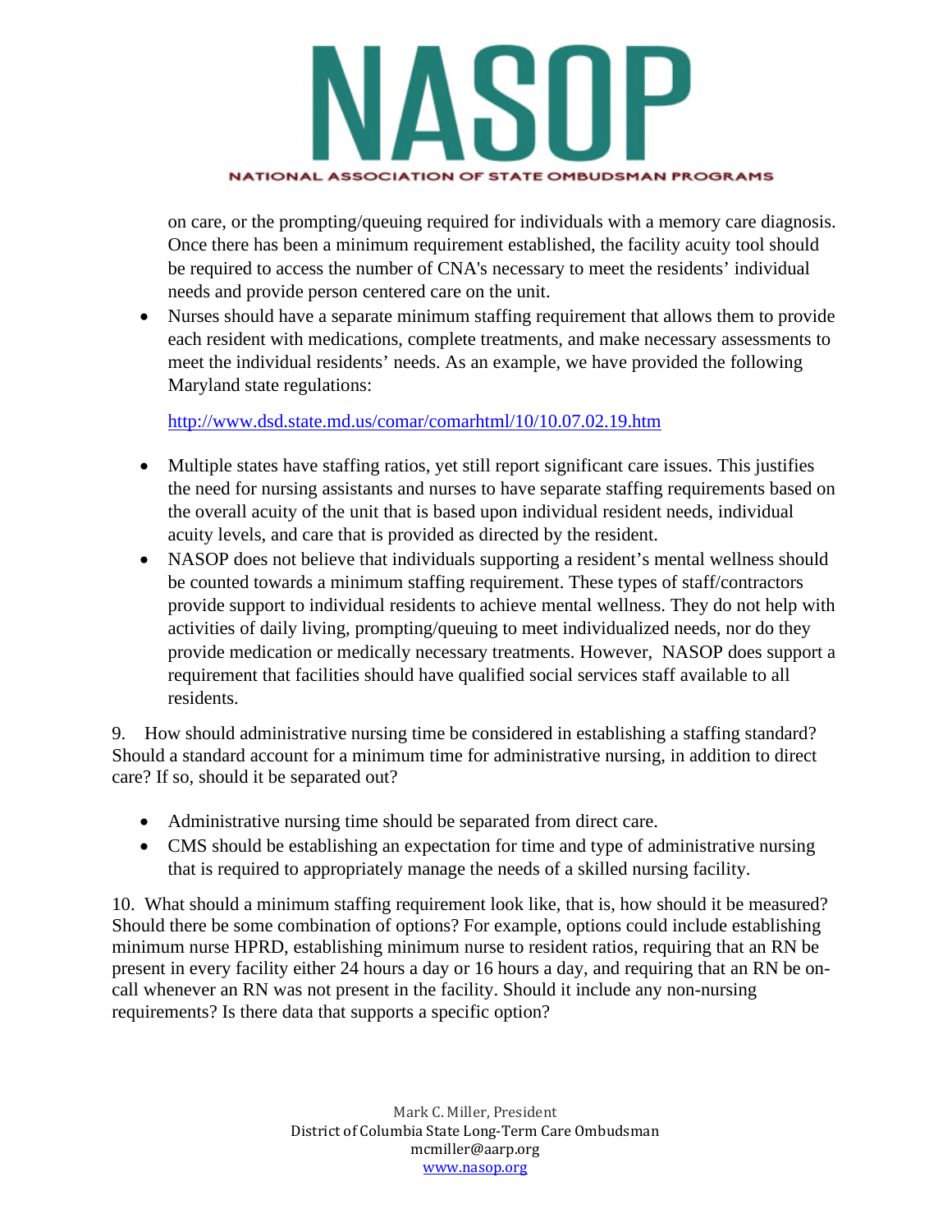on care, or the prompting/queuing required for individuals with a memory care diagnosis. Once there has been a minimum requirement established, the facility acuity tool should be required to access the number of CNA's necessary to meet the residents' individual needs and provide person centered care on the unit.

- Nurses should have a separate minimum staffing requirement that allows them to provide each resident with medications, complete treatments, and make necessary assessments to meet the individual residents' needs. As an example, we have provided the following Maryland state regulations:

  http://www.dsd.state.md.us/comar/comarhtml/10/10.07.02.19.htm

- Multiple states have staffing ratios, yet still report significant care issues. This justifies the need for nursing assistants and nurses to have separate staffing requirements based on the overall acuity of the unit that is based upon individual resident needs, individual acuity levels, and care that is provided as directed by the resident.
- NASOP does not believe that individuals supporting a resident's mental wellness should be counted towards a minimum staffing requirement. These types of staff/contractors provide support to individual residents to achieve mental wellness. They do not help with activities of daily living, prompting/queuing to meet individualized needs, nor do they provide medication or medically necessary treatments. However, NASOP does support a requirement that facilities should have qualified social services staff available to all residents.

9. How should administrative nursing time be considered in establishing a staffing standard? Should a standard account for a minimum time for administrative nursing, in addition to direct care? If so, should it be separated out?

- Administrative nursing time should be separated from direct care.
- CMS should be establishing an expectation for time and type of administrative nursing that is required to appropriately manage the needs of a skilled nursing facility.

10. What should a minimum staffing requirement look like, that is, how should it be measured? Should there be some combination of options? For example, options could include establishing minimum nurse HPRD, establishing minimum nurse to resident ratios, requiring that an RN be present in every facility either 24 hours a day or 16 hours a day, and requiring that an RN be on-call whenever an RN was not present in the facility. Should it include any non-nursing requirements? Is there data that supports a specific option?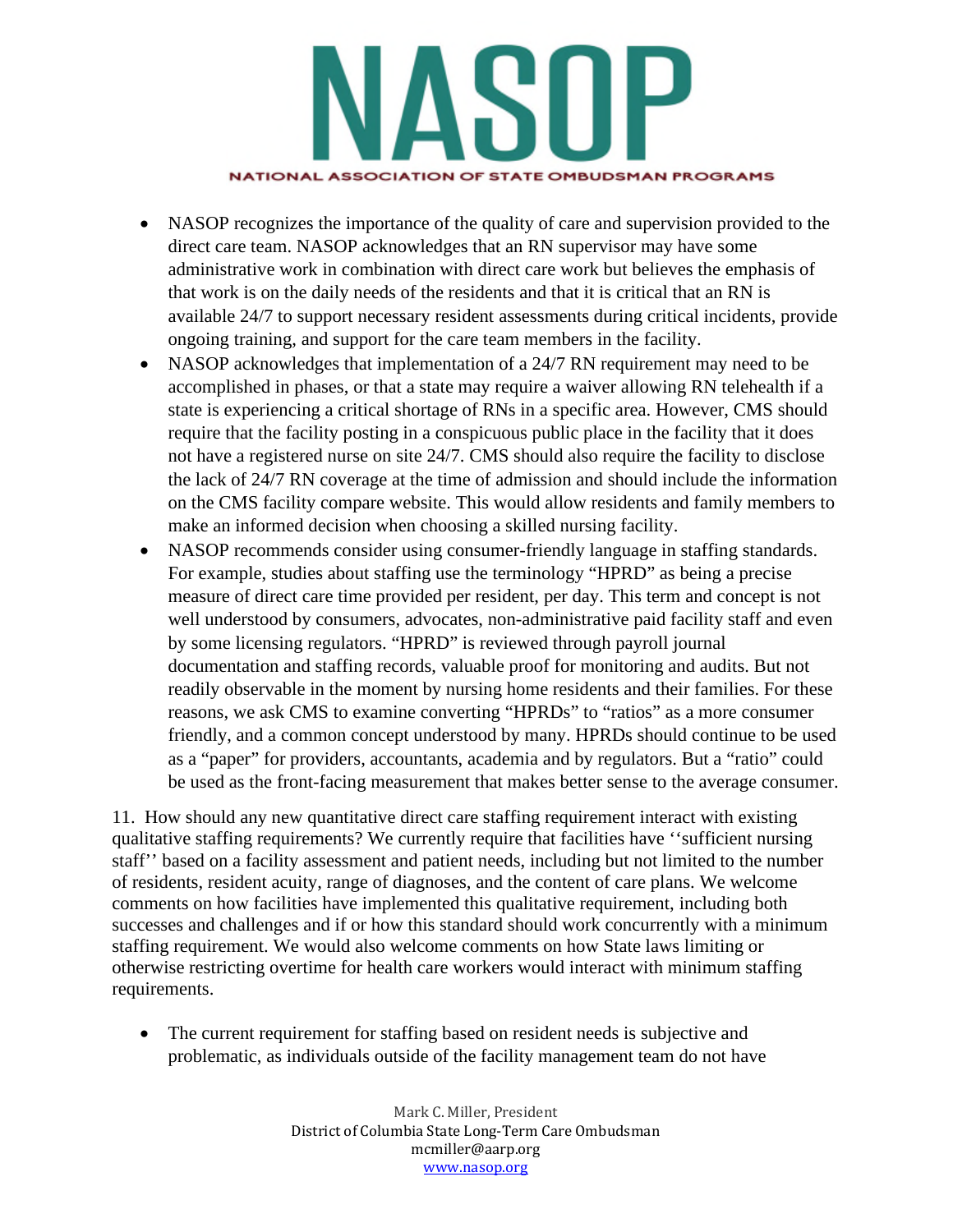- NASOP recognizes the importance of the quality of care and supervision provided to the direct care team. NASOP acknowledges that an RN supervisor may have some administrative work in combination with direct care work but believes the emphasis of that work is on the daily needs of the residents and that it is critical that an RN is available 24/7 to support necessary resident assessments during critical incidents, provide ongoing training, and support for the care team members in the facility.
- NASOP acknowledges that implementation of a 24/7 RN requirement may need to be accomplished in phases, or that a state may require a waiver allowing RN telehealth if a state is experiencing a critical shortage of RNs in a specific area. However, CMS should require that the facility posting in a conspicuous public place in the facility that it does not have a registered nurse on site 24/7. CMS should also require the facility to disclose the lack of 24/7 RN coverage at the time of admission and should include the information on the CMS facility compare website. This would allow residents and family members to make an informed decision when choosing a skilled nursing facility.
- NASOP recommends consider using consumer-friendly language in staffing standards. For example, studies about staffing use the terminology "HPRD" as being a precise measure of direct care time provided per resident, per day. This term and concept is not well understood by consumers, advocates, non-administrative paid facility staff and even by some licensing regulators. "HPRD" is reviewed through payroll journal documentation and staffing records, valuable proof for monitoring and audits. But not readily observable in the moment by nursing home residents and their families. For these reasons, we ask CMS to examine converting "HPRDs" to "ratios" as a more consumer friendly, and a common concept understood by many. HPRDs should continue to be used as a "paper" for providers, accountants, academia and by regulators. But a "ratio" could be used as the front-facing measurement that makes better sense to the average consumer.

11. How should any new quantitative direct care staffing requirement interact with existing qualitative staffing requirements? We currently require that facilities have ''sufficient nursing staff'' based on a facility assessment and patient needs, including but not limited to the number of residents, resident acuity, range of diagnoses, and the content of care plans. We welcome comments on how facilities have implemented this qualitative requirement, including both successes and challenges and if or how this standard should work concurrently with a minimum staffing requirement. We would also welcome comments on how State laws limiting or otherwise restricting overtime for health care workers would interact with minimum staffing requirements.

- The current requirement for staffing based on resident needs is subjective and problematic, as individuals outside of the facility management team do not have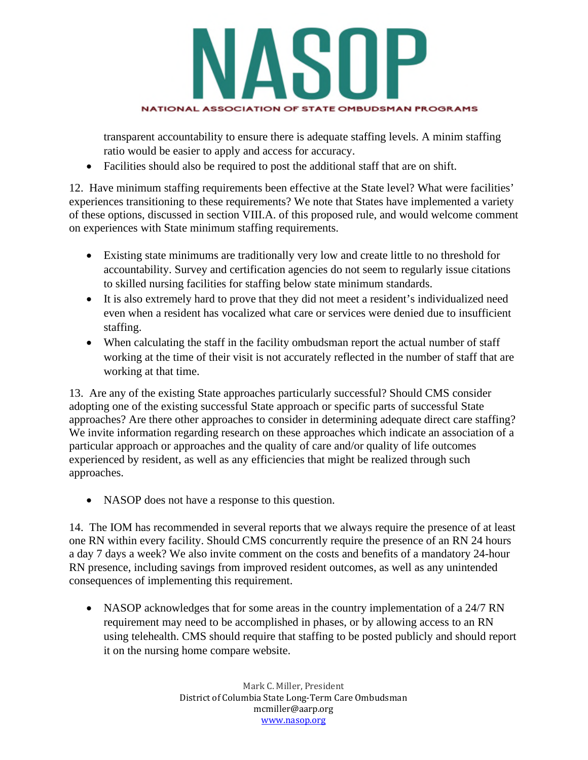transparent accountability to ensure there is adequate staffing levels. A minim staffing ratio would be easier to apply and access for accuracy.

- Facilities should also be required to post the additional staff that are on shift.

12. Have minimum staffing requirements been effective at the State level? What were facilities' experiences transitioning to these requirements? We note that States have implemented a variety of these options, discussed in section VIII.A. of this proposed rule, and would welcome comment on experiences with State minimum staffing requirements.

- Existing state minimums are traditionally very low and create little to no threshold for accountability. Survey and certification agencies do not seem to regularly issue citations to skilled nursing facilities for staffing below state minimum standards.
- It is also extremely hard to prove that they did not meet a resident's individualized need even when a resident has vocalized what care or services were denied due to insufficient staffing.
- When calculating the staff in the facility ombudsman report the actual number of staff working at the time of their visit is not accurately reflected in the number of staff that are working at that time.

13. Are any of the existing State approaches particularly successful? Should CMS consider adopting one of the existing successful State approach or specific parts of successful State approaches? Are there other approaches to consider in determining adequate direct care staffing? We invite information regarding research on these approaches which indicate an association of a particular approach or approaches and the quality of care and/or quality of life outcomes experienced by resident, as well as any efficiencies that might be realized through such approaches.

- NASOP does not have a response to this question.

14. The IOM has recommended in several reports that we always require the presence of at least one RN within every facility. Should CMS concurrently require the presence of an RN 24 hours a day 7 days a week? We also invite comment on the costs and benefits of a mandatory 24-hour RN presence, including savings from improved resident outcomes, as well as any unintended consequences of implementing this requirement.

- NASOP acknowledges that for some areas in the country implementation of a 24/7 RN requirement may need to be accomplished in phases, or by allowing access to an RN using telehealth. CMS should require that staffing to be posted publicly and should report it on the nursing home compare website.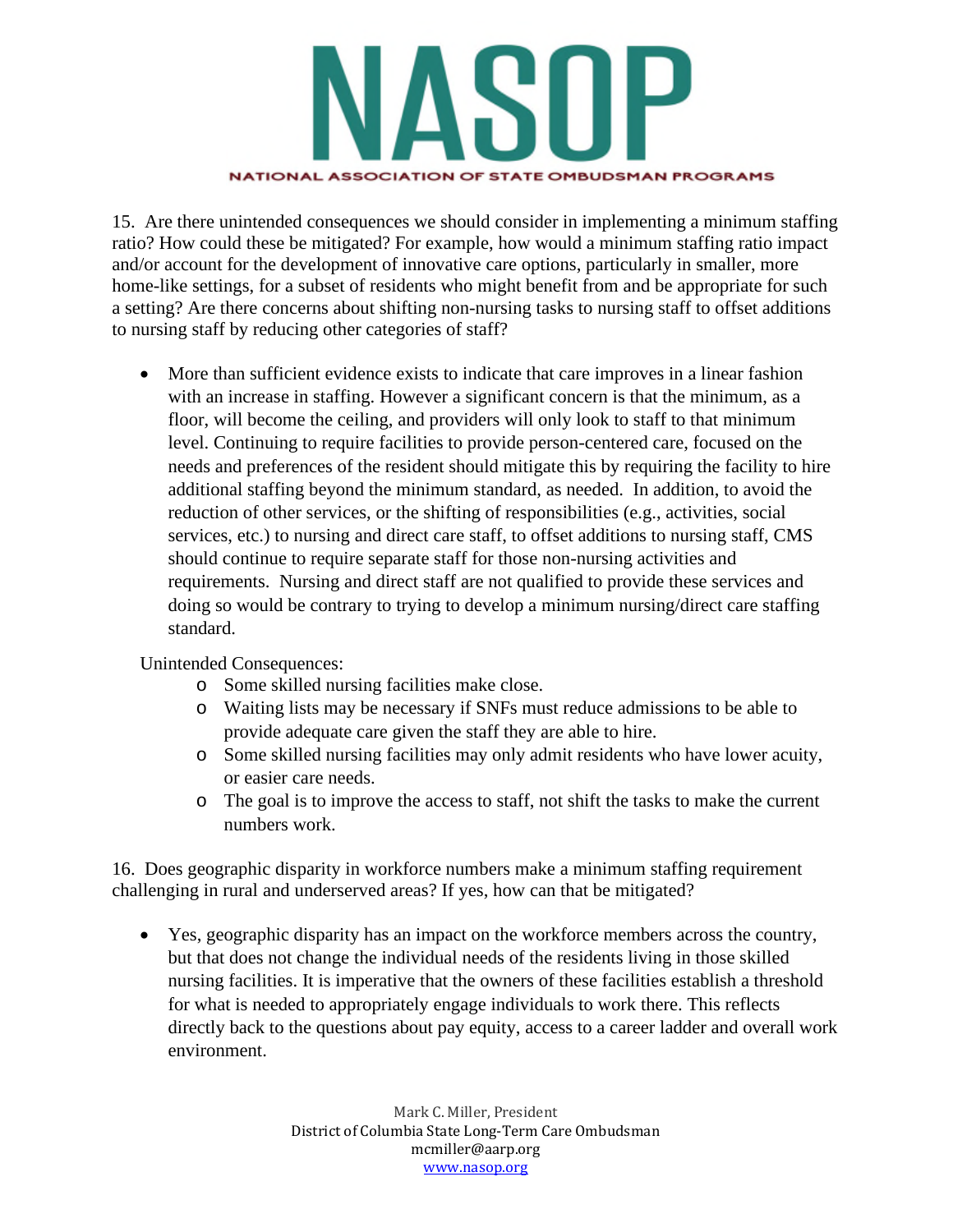15. Are there unintended consequences we should consider in implementing a minimum staffing ratio? How could these be mitigated? For example, how would a minimum staffing ratio impact and/or account for the development of innovative care options, particularly in smaller, more home-like settings, for a subset of residents who might benefit from and be appropriate for such a setting? Are there concerns about shifting non-nursing tasks to nursing staff to offset additions to nursing staff by reducing other categories of staff?

- More than sufficient evidence exists to indicate that care improves in a linear fashion with an increase in staffing. However a significant concern is that the minimum, as a floor, will become the ceiling, and providers will only look to staff to that minimum level. Continuing to require facilities to provide person-centered care, focused on the needs and preferences of the resident should mitigate this by requiring the facility to hire additional staffing beyond the minimum standard, as needed. In addition, to avoid the reduction of other services, or the shifting of responsibilities (e.g., activities, social services, etc.) to nursing and direct care staff, to offset additions to nursing staff, CMS should continue to require separate staff for those non-nursing activities and requirements. Nursing and direct staff are not qualified to provide these services and doing so would be contrary to trying to develop a minimum nursing/direct care staffing standard.

Unintended Consequences:

- Some skilled nursing facilities make close.
- Waiting lists may be necessary if SNFs must reduce admissions to be able to provide adequate care given the staff they are able to hire.
- Some skilled nursing facilities may only admit residents who have lower acuity, or easier care needs.
- The goal is to improve the access to staff, not shift the tasks to make the current numbers work.

16. Does geographic disparity in workforce numbers make a minimum staffing requirement challenging in rural and underserved areas? If yes, how can that be mitigated?

- Yes, geographic disparity has an impact on the workforce members across the country, but that does not change the individual needs of the residents living in those skilled nursing facilities. It is imperative that the owners of these facilities establish a threshold for what is needed to appropriately engage individuals to work there. This reflects directly back to the questions about pay equity, access to a career ladder and overall work environment.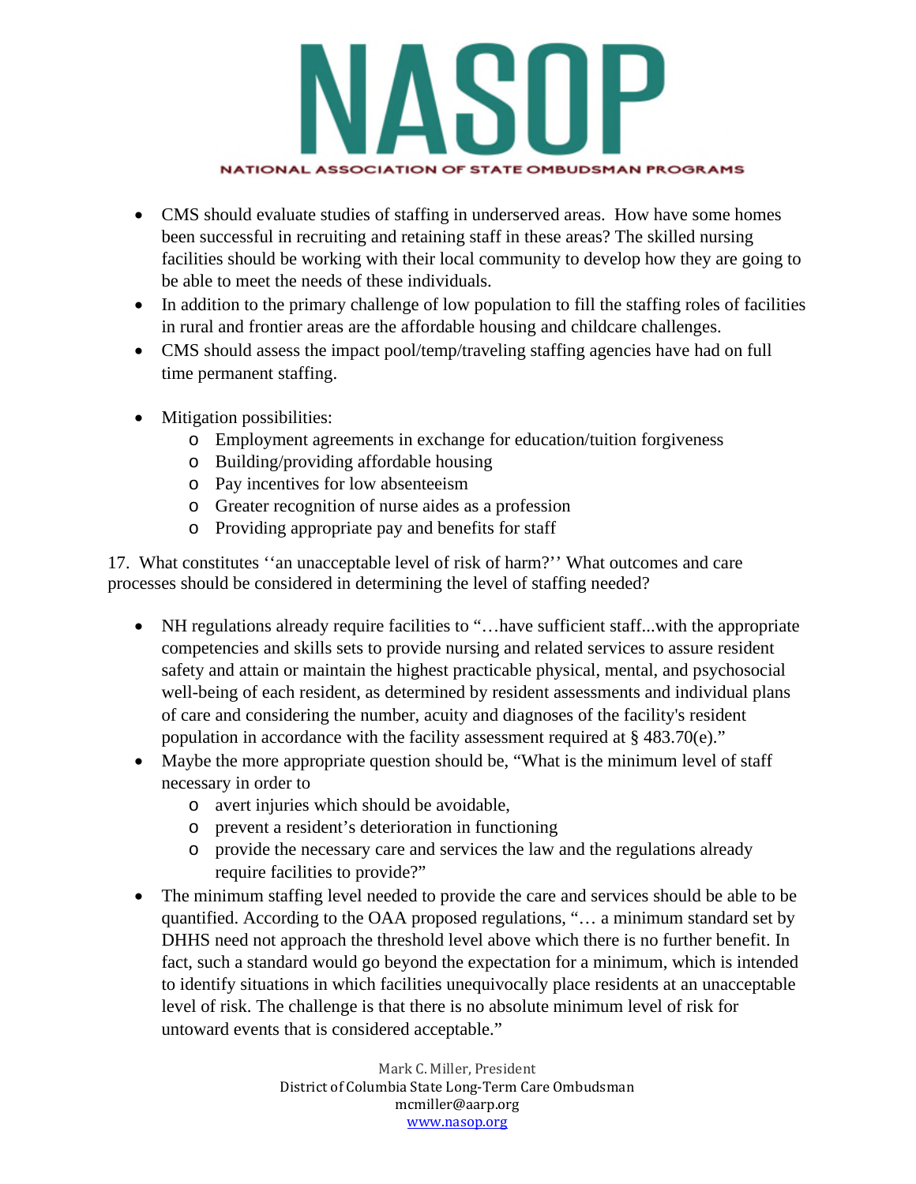- CMS should evaluate studies of staffing in underserved areas. How have some homes been successful in recruiting and retaining staff in these areas? The skilled nursing facilities should be working with their local community to develop how they are going to be able to meet the needs of these individuals.
- In addition to the primary challenge of low population to fill the staffing roles of facilities in rural and frontier areas are the affordable housing and childcare challenges.
- CMS should assess the impact pool/temp/traveling staffing agencies have had on full time permanent staffing.

- Mitigation possibilities:
  - Employment agreements in exchange for education/tuition forgiveness
  - Building/providing affordable housing
  - Pay incentives for low absenteeism
  - Greater recognition of nurse aides as a profession
  - Providing appropriate pay and benefits for staff

17. What constitutes ''an unacceptable level of risk of harm?'' What outcomes and care processes should be considered in determining the level of staffing needed?

- NH regulations already require facilities to "…have sufficient staff...with the appropriate competencies and skills sets to provide nursing and related services to assure resident safety and attain or maintain the highest practicable physical, mental, and psychosocial well-being of each resident, as determined by resident assessments and individual plans of care and considering the number, acuity and diagnoses of the facility's resident population in accordance with the facility assessment required at § 483.70(e)."
- Maybe the more appropriate question should be, "What is the minimum level of staff necessary in order to
  - avert injuries which should be avoidable,
  - prevent a resident's deterioration in functioning
  - provide the necessary care and services the law and the regulations already require facilities to provide?"
- The minimum staffing level needed to provide the care and services should be able to be quantified. According to the OAA proposed regulations, "… a minimum standard set by DHHS need not approach the threshold level above which there is no further benefit. In fact, such a standard would go beyond the expectation for a minimum, which is intended to identify situations in which facilities unequivocally place residents at an unacceptable level of risk. The challenge is that there is no absolute minimum level of risk for untoward events that is considered acceptable."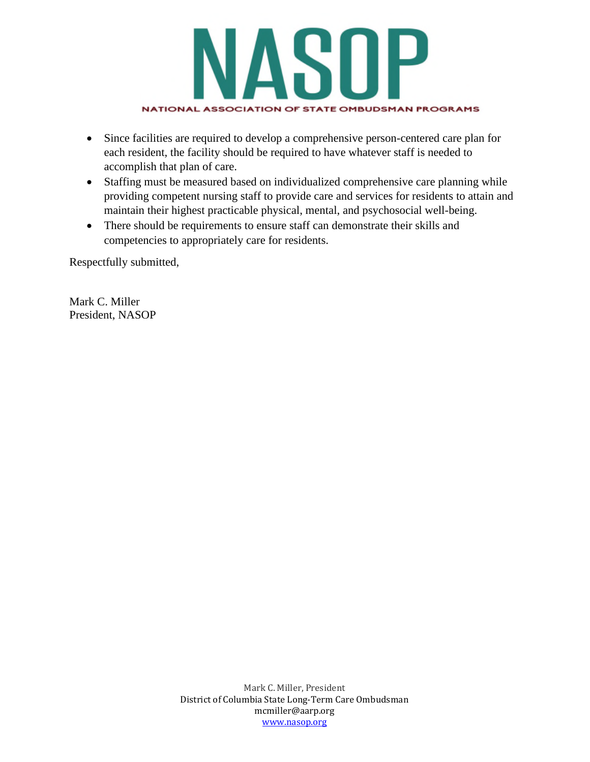# NASOP

NATIONAL ASSOCIATION OF STATE OMBUDSMAN PROGRAMS

- Since facilities are required to develop a comprehensive person-centered care plan for each resident, the facility should be required to have whatever staff is needed to accomplish that plan of care.
- Staffing must be measured based on individualized comprehensive care planning while providing competent nursing staff to provide care and services for residents to attain and maintain their highest practicable physical, mental, and psychosocial well-being.
- There should be requirements to ensure staff can demonstrate their skills and competencies to appropriately care for residents.

Respectfully submitted,

Mark C. Miller
President, NASOP

Mark C. Miller, President
District of Columbia State Long-Term Care Ombudsman
mcmiller@aarp.org
www.nasop.org